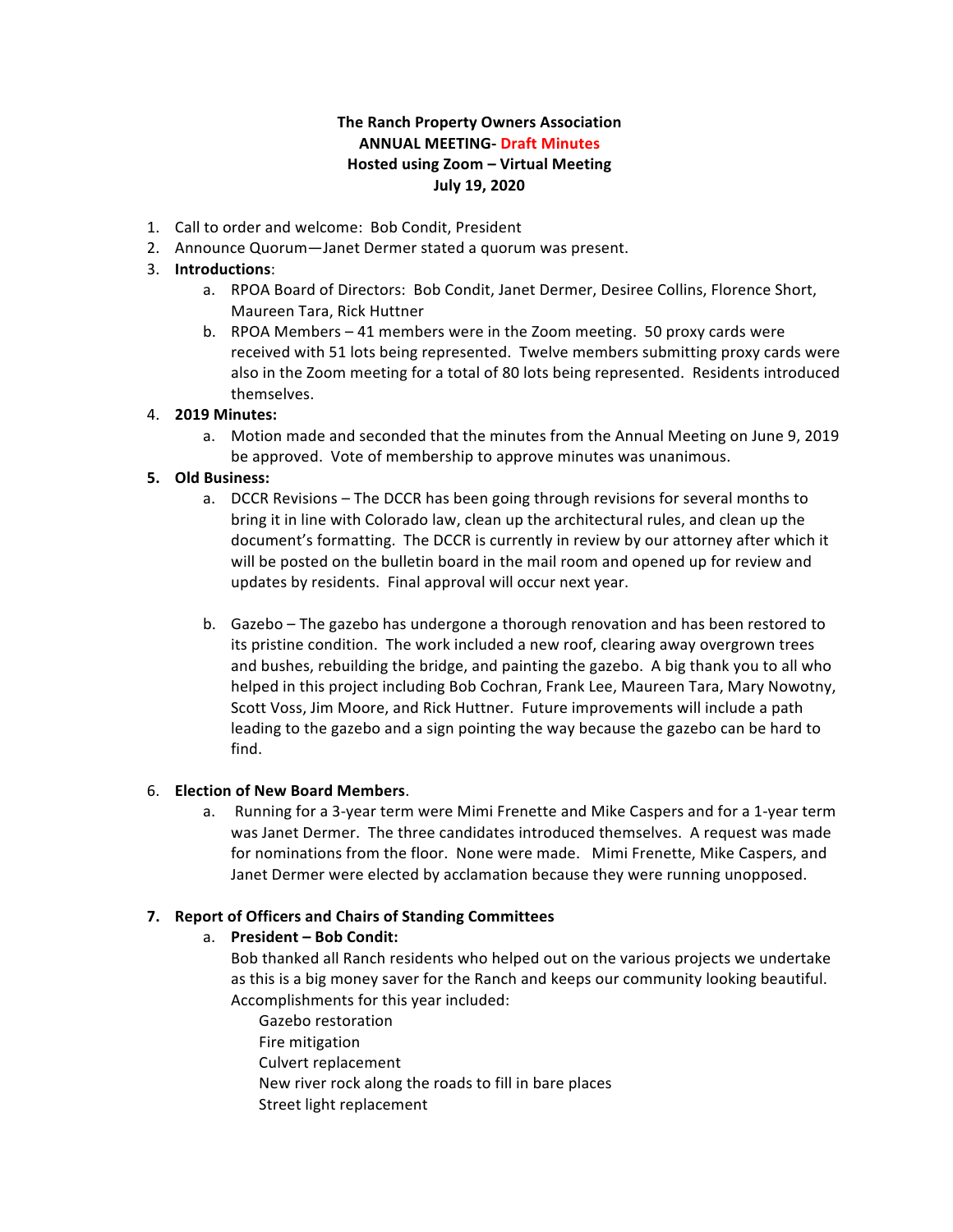**The Ranch Property Owners Association**
**ANNUAL MEETING- Draft Minutes**
**Hosted using Zoom – Virtual Meeting**
**July 19, 2020**

1. Call to order and welcome: Bob Condit, President
2. Announce Quorum—Janet Dermer stated a quorum was present.
3. **Introductions**:
   a. RPOA Board of Directors: Bob Condit, Janet Dermer, Desiree Collins, Florence Short, Maureen Tara, Rick Huttner
   b. RPOA Members – 41 members were in the Zoom meeting. 50 proxy cards were received with 51 lots being represented. Twelve members submitting proxy cards were also in the Zoom meeting for a total of 80 lots being represented. Residents introduced themselves.
4. **2019 Minutes:**
   a. Motion made and seconded that the minutes from the Annual Meeting on June 9, 2019 be approved. Vote of membership to approve minutes was unanimous.
5. **Old Business:**
   a. DCCR Revisions – The DCCR has been going through revisions for several months to bring it in line with Colorado law, clean up the architectural rules, and clean up the document's formatting. The DCCR is currently in review by our attorney after which it will be posted on the bulletin board in the mail room and opened up for review and updates by residents. Final approval will occur next year.

   b. Gazebo – The gazebo has undergone a thorough renovation and has been restored to its pristine condition. The work included a new roof, clearing away overgrown trees and bushes, rebuilding the bridge, and painting the gazebo. A big thank you to all who helped in this project including Bob Cochran, Frank Lee, Maureen Tara, Mary Nowotny, Scott Voss, Jim Moore, and Rick Huttner. Future improvements will include a path leading to the gazebo and a sign pointing the way because the gazebo can be hard to find.

6. **Election of New Board Members**.
   a. Running for a 3-year term were Mimi Frenette and Mike Caspers and for a 1-year term was Janet Dermer. The three candidates introduced themselves. A request was made for nominations from the floor. None were made. Mimi Frenette, Mike Caspers, and Janet Dermer were elected by acclamation because they were running unopposed.

7. **Report of Officers and Chairs of Standing Committees**
   a. **President – Bob Condit:**
   Bob thanked all Ranch residents who helped out on the various projects we undertake as this is a big money saver for the Ranch and keeps our community looking beautiful. Accomplishments for this year included:
      - Gazebo restoration
      - Fire mitigation
      - Culvert replacement
      - New river rock along the roads to fill in bare places
      - Street light replacement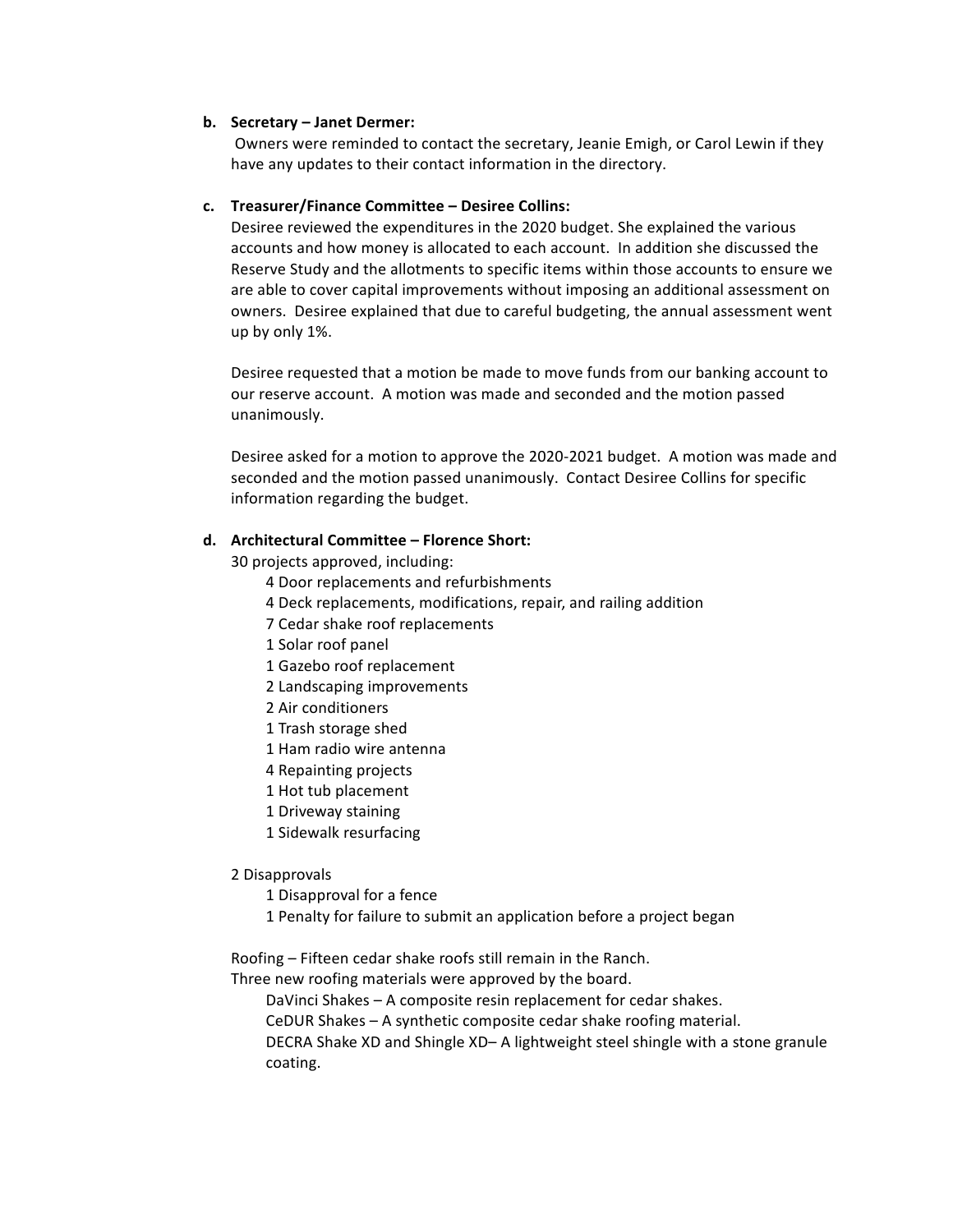**b. Secretary – Janet Dermer:**

Owners were reminded to contact the secretary, Jeanie Emigh, or Carol Lewin if they have any updates to their contact information in the directory.

**c. Treasurer/Finance Committee – Desiree Collins:**

Desiree reviewed the expenditures in the 2020 budget. She explained the various accounts and how money is allocated to each account. In addition she discussed the Reserve Study and the allotments to specific items within those accounts to ensure we are able to cover capital improvements without imposing an additional assessment on owners. Desiree explained that due to careful budgeting, the annual assessment went up by only 1%.

Desiree requested that a motion be made to move funds from our banking account to our reserve account. A motion was made and seconded and the motion passed unanimously.

Desiree asked for a motion to approve the 2020-2021 budget. A motion was made and seconded and the motion passed unanimously. Contact Desiree Collins for specific information regarding the budget.

**d. Architectural Committee – Florence Short:**

30 projects approved, including:

- 4 Door replacements and refurbishments
- 4 Deck replacements, modifications, repair, and railing addition
- 7 Cedar shake roof replacements
- 1 Solar roof panel
- 1 Gazebo roof replacement
- 2 Landscaping improvements
- 2 Air conditioners
- 1 Trash storage shed
- 1 Ham radio wire antenna
- 4 Repainting projects
- 1 Hot tub placement
- 1 Driveway staining
- 1 Sidewalk resurfacing

2 Disapprovals

- 1 Disapproval for a fence
- 1 Penalty for failure to submit an application before a project began

Roofing – Fifteen cedar shake roofs still remain in the Ranch.
Three new roofing materials were approved by the board.

- DaVinci Shakes – A composite resin replacement for cedar shakes.
- CeDUR Shakes – A synthetic composite cedar shake roofing material.
- DECRA Shake XD and Shingle XD– A lightweight steel shingle with a stone granule coating.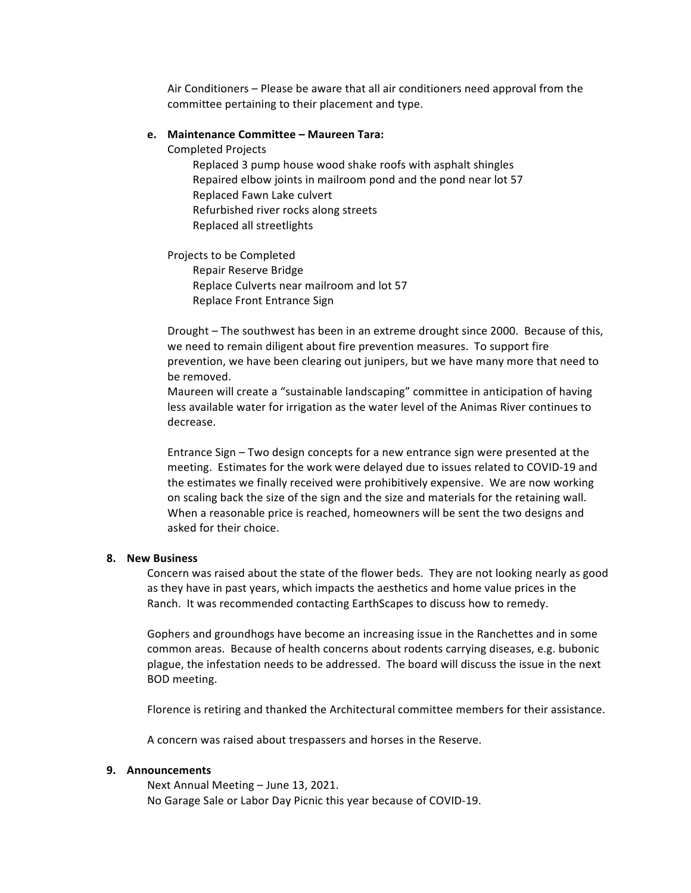Air Conditioners – Please be aware that all air conditioners need approval from the committee pertaining to their placement and type.

**e. Maintenance Committee – Maureen Tara:**

Completed Projects

- Replaced 3 pump house wood shake roofs with asphalt shingles
- Repaired elbow joints in mailroom pond and the pond near lot 57
- Replaced Fawn Lake culvert
- Refurbished river rocks along streets
- Replaced all streetlights

Projects to be Completed

- Repair Reserve Bridge
- Replace Culverts near mailroom and lot 57
- Replace Front Entrance Sign

Drought – The southwest has been in an extreme drought since 2000. Because of this, we need to remain diligent about fire prevention measures. To support fire prevention, we have been clearing out junipers, but we have many more that need to be removed.

Maureen will create a "sustainable landscaping" committee in anticipation of having less available water for irrigation as the water level of the Animas River continues to decrease.

Entrance Sign – Two design concepts for a new entrance sign were presented at the meeting. Estimates for the work were delayed due to issues related to COVID-19 and the estimates we finally received were prohibitively expensive. We are now working on scaling back the size of the sign and the size and materials for the retaining wall. When a reasonable price is reached, homeowners will be sent the two designs and asked for their choice.

**8. New Business**

Concern was raised about the state of the flower beds. They are not looking nearly as good as they have in past years, which impacts the aesthetics and home value prices in the Ranch. It was recommended contacting EarthScapes to discuss how to remedy.

Gophers and groundhogs have become an increasing issue in the Ranchettes and in some common areas. Because of health concerns about rodents carrying diseases, e.g. bubonic plague, the infestation needs to be addressed. The board will discuss the issue in the next BOD meeting.

Florence is retiring and thanked the Architectural committee members for their assistance.

A concern was raised about trespassers and horses in the Reserve.

**9. Announcements**

Next Annual Meeting – June 13, 2021.

No Garage Sale or Labor Day Picnic this year because of COVID-19.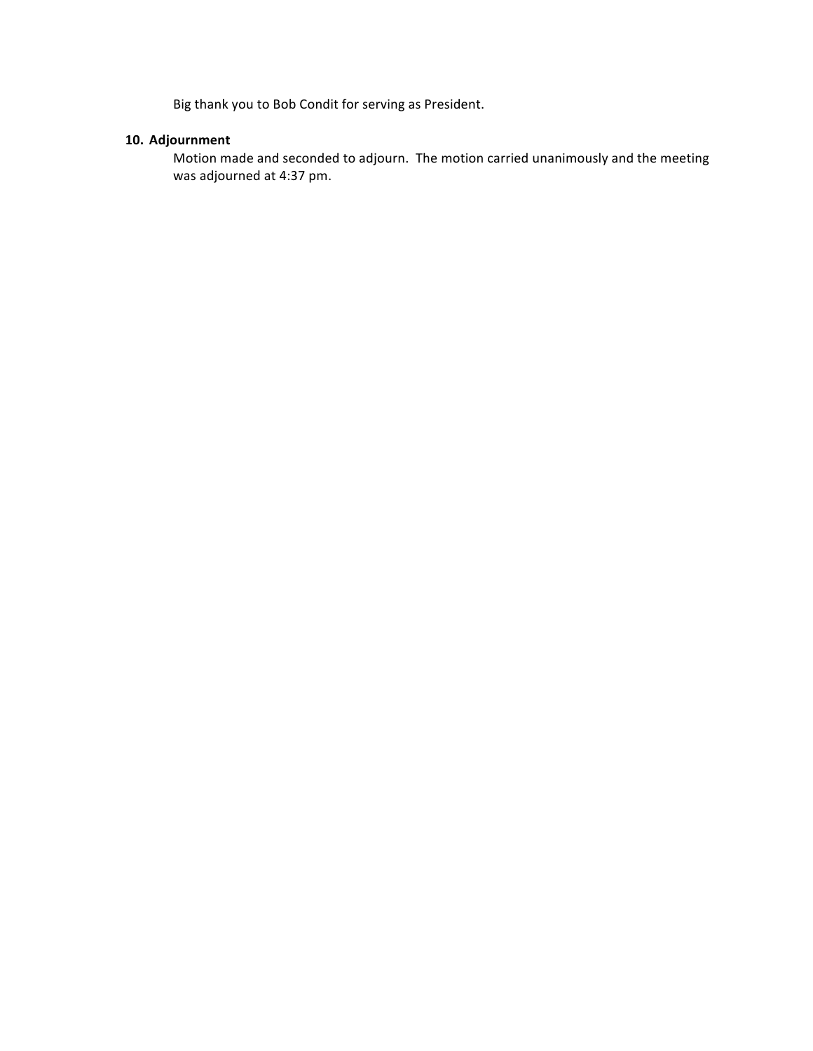Big thank you to Bob Condit for serving as President.

**10. Adjournment**

Motion made and seconded to adjourn. The motion carried unanimously and the meeting was adjourned at 4:37 pm.